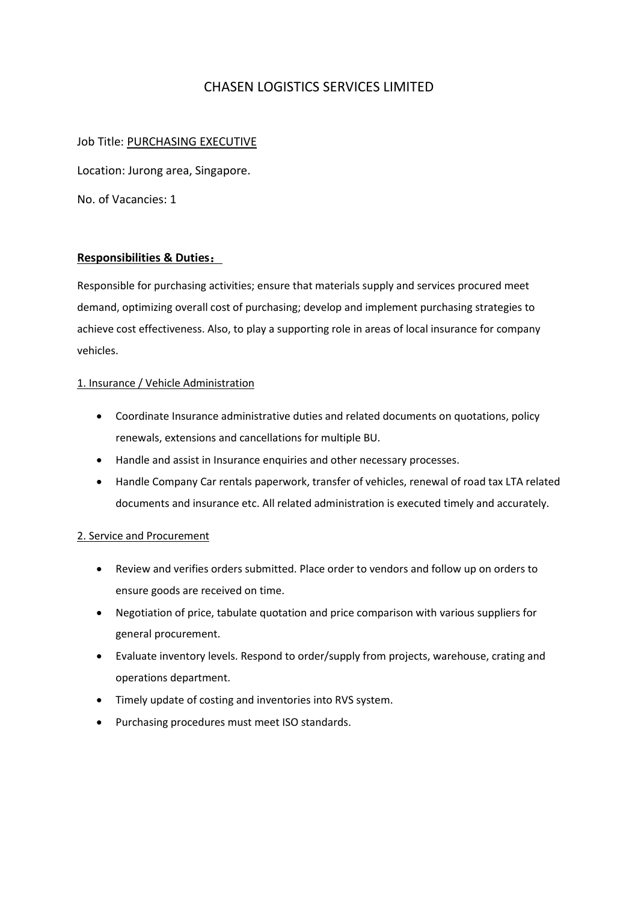# CHASEN LOGISTICS SERVICES LIMITED

Job Title: PURCHASING EXECUTIVE

Location: Jurong area, Singapore.

No. of Vacancies: 1

**Responsibilities & Duties：**

Responsible for purchasing activities; ensure that materials supply and services procured meet demand, optimizing overall cost of purchasing; develop and implement purchasing strategies to achieve cost effectiveness. Also, to play a supporting role in areas of local insurance for company vehicles.

1. Insurance / Vehicle Administration

- Coordinate Insurance administrative duties and related documents on quotations, policy renewals, extensions and cancellations for multiple BU.
- Handle and assist in Insurance enquiries and other necessary processes.
- Handle Company Car rentals paperwork, transfer of vehicles, renewal of road tax LTA related documents and insurance etc. All related administration is executed timely and accurately.

2. Service and Procurement

- Review and verifies orders submitted. Place order to vendors and follow up on orders to ensure goods are received on time.
- Negotiation of price, tabulate quotation and price comparison with various suppliers for general procurement.
- Evaluate inventory levels. Respond to order/supply from projects, warehouse, crating and operations department.
- Timely update of costing and inventories into RVS system.
- Purchasing procedures must meet ISO standards.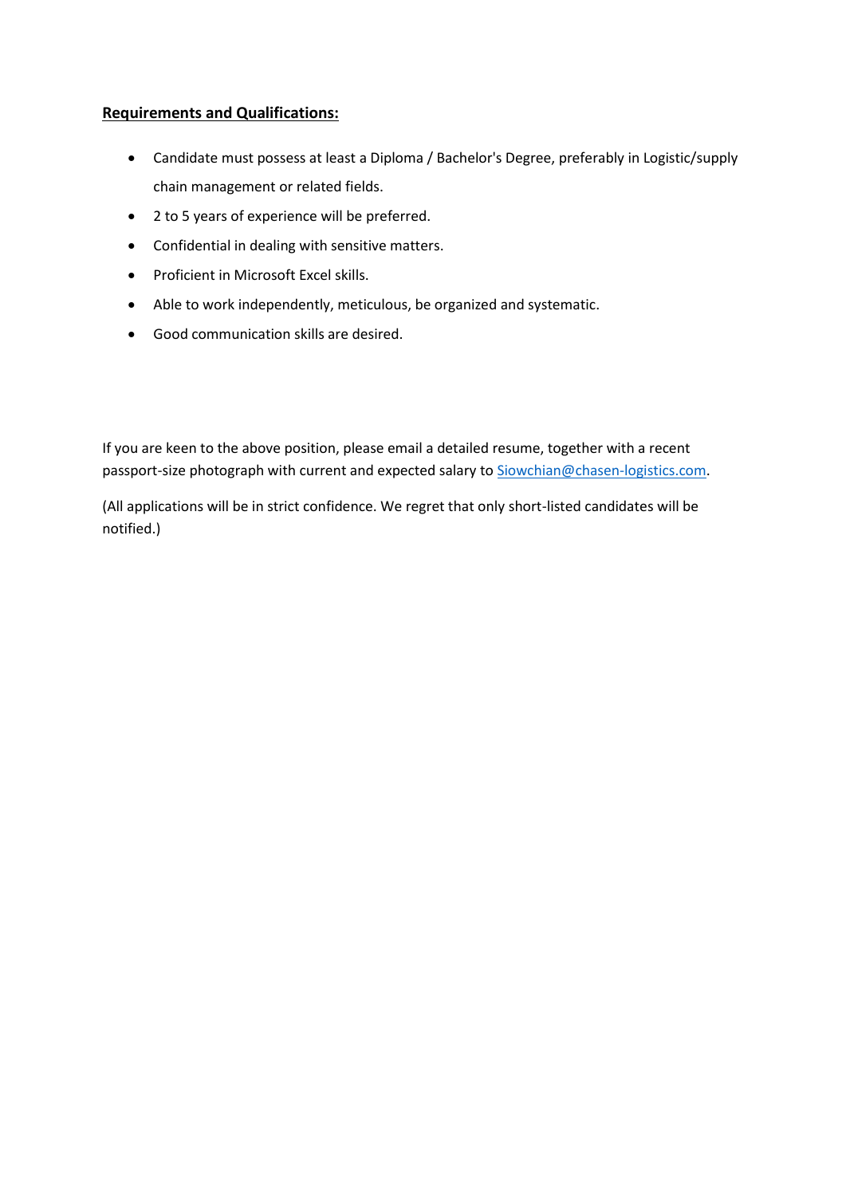**Requirements and Qualifications:**

- Candidate must possess at least a Diploma / Bachelor's Degree, preferably in Logistic/supply chain management or related fields.
- 2 to 5 years of experience will be preferred.
- Confidential in dealing with sensitive matters.
- Proficient in Microsoft Excel skills.
- Able to work independently, meticulous, be organized and systematic.
- Good communication skills are desired.

If you are keen to the above position, please email a detailed resume, together with a recent passport-size photograph with current and expected salary to Siowchian@chasen-logistics.com.

(All applications will be in strict confidence. We regret that only short-listed candidates will be notified.)